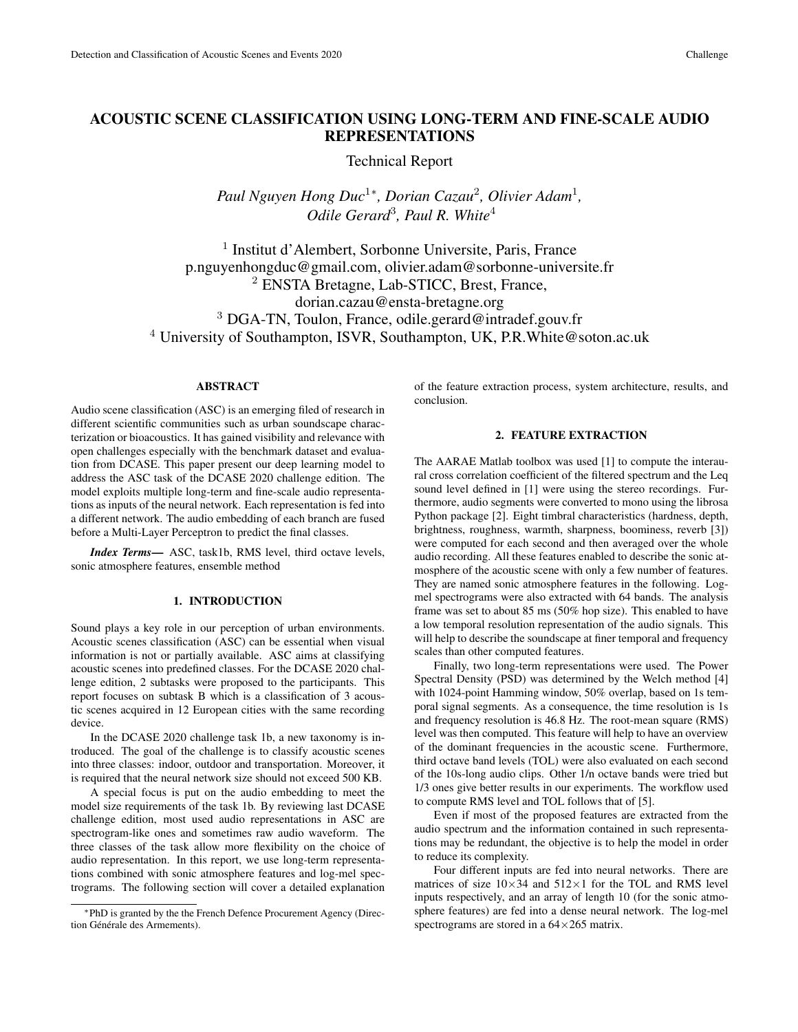# ACOUSTIC SCENE CLASSIFICATION USING LONG-TERM AND FINE-SCALE AUDIO REPRESENTATIONS

Technical Report

*Paul Nguyen Hong Duc*[1*], *Dorian Cazau*[2], *Olivier Adam*[1], *Odile Gerard*[3], *Paul R. White*[4]

[1] Institut d'Alembert, Sorbonne Universite, Paris, France
p.nguyenhongduc@gmail.com, olivier.adam@sorbonne-universite.fr
[2] ENSTA Bretagne, Lab-STICC, Brest, France,
dorian.cazau@ensta-bretagne.org
[3] DGA-TN, Toulon, France, odile.gerard@intradef.gouv.fr
[4] University of Southampton, ISVR, Southampton, UK, P.R.White@soton.ac.uk

## ABSTRACT

Audio scene classification (ASC) is an emerging filed of research in different scientific communities such as urban soundscape characterization or bioacoustics. It has gained visibility and relevance with open challenges especially with the benchmark dataset and evaluation from DCASE. This paper present our deep learning model to address the ASC task of the DCASE 2020 challenge edition. The model exploits multiple long-term and fine-scale audio representations as inputs of the neural network. Each representation is fed into a different network. The audio embedding of each branch are fused before a Multi-Layer Perceptron to predict the final classes.

***Index Terms*—** ASC, task1b, RMS level, third octave levels, sonic atmosphere features, ensemble method

## 1. INTRODUCTION

Sound plays a key role in our perception of urban environments. Acoustic scenes classification (ASC) can be essential when visual information is not or partially available. ASC aims at classifying acoustic scenes into predefined classes. For the DCASE 2020 challenge edition, 2 subtasks were proposed to the participants. This report focuses on subtask B which is a classification of 3 acoustic scenes acquired in 12 European cities with the same recording device.

In the DCASE 2020 challenge task 1b, a new taxonomy is introduced. The goal of the challenge is to classify acoustic scenes into three classes: indoor, outdoor and transportation. Moreover, it is required that the neural network size should not exceed 500 KB.

A special focus is put on the audio embedding to meet the model size requirements of the task 1b. By reviewing last DCASE challenge edition, most used audio representations in ASC are spectrogram-like ones and sometimes raw audio waveform. The three classes of the task allow more flexibility on the choice of audio representation. In this report, we use long-term representations combined with sonic atmosphere features and log-mel spectrograms. The following section will cover a detailed explanation of the feature extraction process, system architecture, results, and conclusion.

## 2. FEATURE EXTRACTION

The AARAE Matlab toolbox was used [1] to compute the interaural cross correlation coefficient of the filtered spectrum and the Leq sound level defined in [1] were using the stereo recordings. Furthermore, audio segments were converted to mono using the librosa Python package [2]. Eight timbral characteristics (hardness, depth, brightness, roughness, warmth, sharpness, boominess, reverb [3]) were computed for each second and then averaged over the whole audio recording. All these features enabled to describe the sonic atmosphere of the acoustic scene with only a few number of features. They are named sonic atmosphere features in the following. Log-mel spectrograms were also extracted with 64 bands. The analysis frame was set to about 85 ms (50% hop size). This enabled to have a low temporal resolution representation of the audio signals. This will help to describe the soundscape at finer temporal and frequency scales than other computed features.

Finally, two long-term representations were used. The Power Spectral Density (PSD) was determined by the Welch method [4] with 1024-point Hamming window, 50% overlap, based on 1s temporal signal segments. As a consequence, the time resolution is 1s and frequency resolution is 46.8 Hz. The root-mean square (RMS) level was then computed. This feature will help to have an overview of the dominant frequencies in the acoustic scene. Furthermore, third octave band levels (TOL) were also evaluated on each second of the 10s-long audio clips. Other 1/n octave bands were tried but 1/3 ones give better results in our experiments. The workflow used to compute RMS level and TOL follows that of [5].

Even if most of the proposed features are extracted from the audio spectrum and the information contained in such representations may be redundant, the objective is to help the model in order to reduce its complexity.

Four different inputs are fed into neural networks. There are matrices of size $10 \times 34$ and $512 \times 1$ for the TOL and RMS level inputs respectively, and an array of length 10 (for the sonic atmosphere features) are fed into a dense neural network. The log-mel spectrograms are stored in a $64 \times 265$ matrix.

*PhD is granted by the the French Defence Procurement Agency (Direction Générale des Armements).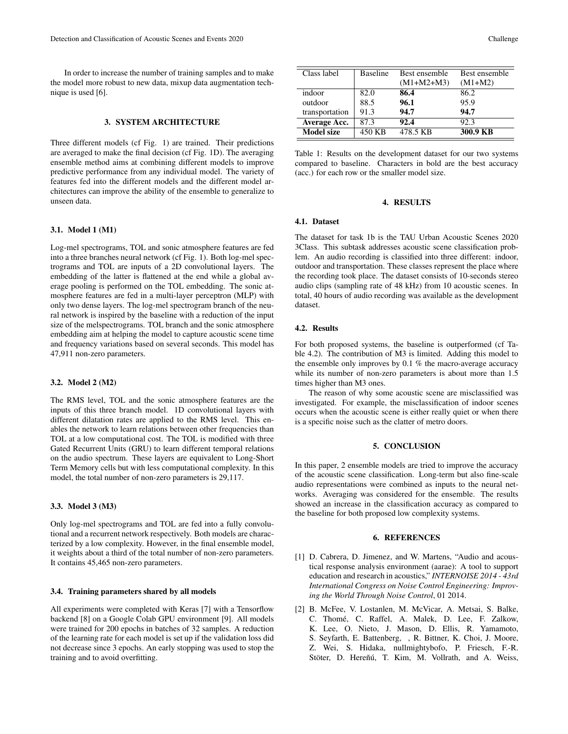In order to increase the number of training samples and to make the model more robust to new data, mixup data augmentation technique is used [6].

## 3. SYSTEM ARCHITECTURE

Three different models (cf Fig. 1) are trained. Their predictions are averaged to make the final decision (cf Fig. 1D). The averaging ensemble method aims at combining different models to improve predictive performance from any individual model. The variety of features fed into the different models and the different model architectures can improve the ability of the ensemble to generalize to unseen data.

### 3.1. Model 1 (M1)

Log-mel spectrograms, TOL and sonic atmosphere features are fed into a three branches neural network (cf Fig. 1). Both log-mel spectrograms and TOL are inputs of a 2D convolutional layers. The embedding of the latter is flattened at the end while a global average pooling is performed on the TOL embedding. The sonic atmosphere features are fed in a multi-layer perceptron (MLP) with only two dense layers. The log-mel spectrogram branch of the neural network is inspired by the baseline with a reduction of the input size of the melspectrograms. TOL branch and the sonic atmosphere embedding aim at helping the model to capture acoustic scene time and frequency variations based on several seconds. This model has 47,911 non-zero parameters.

### 3.2. Model 2 (M2)

The RMS level, TOL and the sonic atmosphere features are the inputs of this three branch model. 1D convolutional layers with different dilatation rates are applied to the RMS level. This enables the network to learn relations between other frequencies than TOL at a low computational cost. The TOL is modified with three Gated Recurrent Units (GRU) to learn different temporal relations on the audio spectrum. These layers are equivalent to Long-Short Term Memory cells but with less computational complexity. In this model, the total number of non-zero parameters is 29,117.

### 3.3. Model 3 (M3)

Only log-mel spectrograms and TOL are fed into a fully convolutional and a recurrent network respectively. Both models are characterized by a low complexity. However, in the final ensemble model, it weights about a third of the total number of non-zero parameters. It contains 45,465 non-zero parameters.

### 3.4. Training parameters shared by all models

All experiments were completed with Keras [7] with a Tensorflow backend [8] on a Google Colab GPU environment [9]. All models were trained for 200 epochs in batches of 32 samples. A reduction of the learning rate for each model is set up if the validation loss did not decrease since 3 epochs. An early stopping was used to stop the training and to avoid overfitting.

| Class label | Baseline | Best ensemble (M1+M2+M3) | Best ensemble (M1+M2) |
|---|---|---|---|
| indoor | 82.0 | **86.4** | 86.2 |
| outdoor | 88.5 | **96.1** | 95.9 |
| transportation | 91.3 | **94.7** | **94.7** |
| **Average Acc.** | 87.3 | **92.4** | 92.3 |
| **Model size** | 450 KB | 478.5 KB | **300.9 KB** |

Table 1: Results on the development dataset for our two systems compared to baseline. Characters in bold are the best accuracy (acc.) for each row or the smaller model size.

## 4. RESULTS

### 4.1. Dataset

The dataset for task 1b is the TAU Urban Acoustic Scenes 2020 3Class. This subtask addresses acoustic scene classification problem. An audio recording is classified into three different: indoor, outdoor and transportation. These classes represent the place where the recording took place. The dataset consists of 10-seconds stereo audio clips (sampling rate of 48 kHz) from 10 acoustic scenes. In total, 40 hours of audio recording was available as the development dataset.

### 4.2. Results

For both proposed systems, the baseline is outperformed (cf Table 4.2). The contribution of M3 is limited. Adding this model to the ensemble only improves by 0.1 % the macro-average accuracy while its number of non-zero parameters is about more than 1.5 times higher than M3 ones.

The reason of why some acoustic scene are misclassified was investigated. For example, the misclassification of indoor scenes occurs when the acoustic scene is either really quiet or when there is a specific noise such as the clatter of metro doors.

## 5. CONCLUSION

In this paper, 2 ensemble models are tried to improve the accuracy of the acoustic scene classification. Long-term but also fine-scale audio representations were combined as inputs to the neural networks. Averaging was considered for the ensemble. The results showed an increase in the classification accuracy as compared to the baseline for both proposed low complexity systems.

## 6. REFERENCES

[1] D. Cabrera, D. Jimenez, and W. Martens, "Audio and acoustical response analysis environment (aarae): A tool to support education and research in acoustics," *INTERNOISE 2014 - 43rd International Congress on Noise Control Engineering: Improving the World Through Noise Control*, 01 2014.

[2] B. McFee, V. Lostanlen, M. McVicar, A. Metsai, S. Balke, C. Thomé, C. Raffel, A. Malek, D. Lee, F. Zalkow, K. Lee, O. Nieto, J. Mason, D. Ellis, R. Yamamoto, S. Seyfarth, E. Battenberg, , R. Bittner, K. Choi, J. Moore, Z. Wei, S. Hidaka, nullmightybofo, P. Friesch, F.-R. Stöter, D. Hereñú, T. Kim, M. Vollrath, and A. Weiss,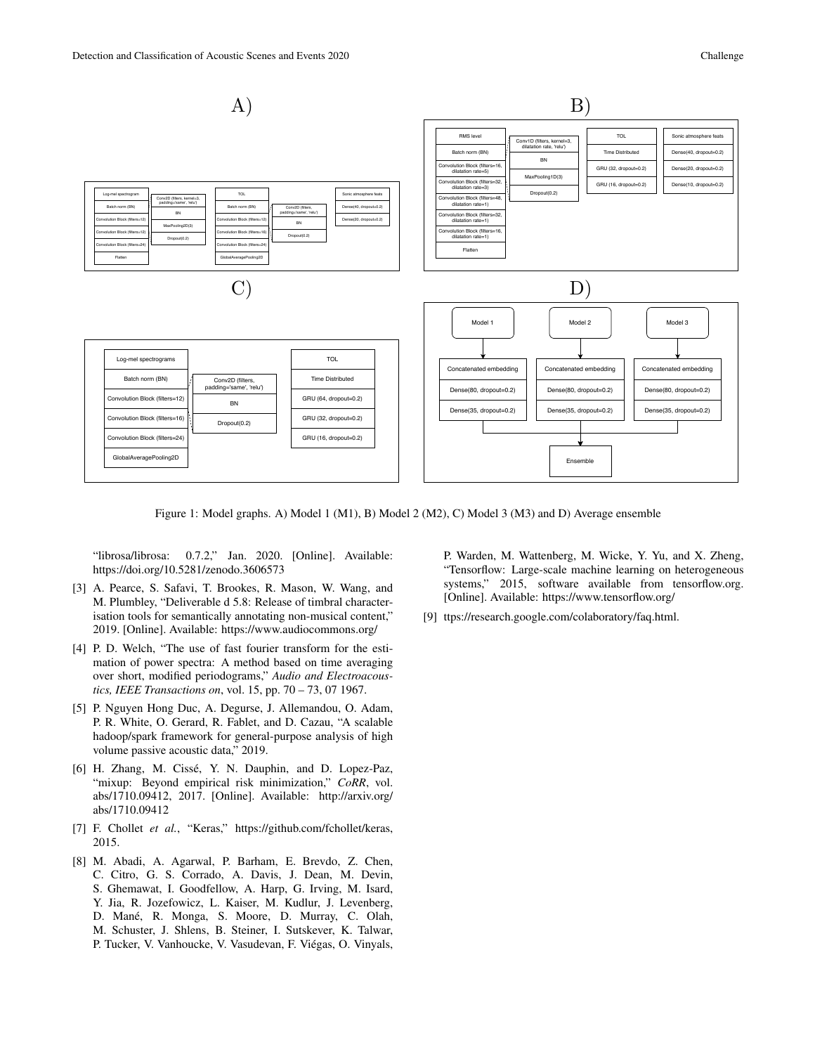A)

Log-mel spectrogram
Batch norm (BN)
Convolution Block (filters=12)
Convolution Block (filters=12)
Convolution Block (filters=24)
Flatten

Conv2D (filters, kernel=3, padding='same', 'relu')
BN
MaxPooling2D(3)
Dropout(0.2)

TOL
Batch norm (BN)
Convolution Block (filters=12)
Convolution Block (filters=16)
Convolution Block (filters=24)
GlobalAveragePooling2D

Conv2D (filters, padding='same', 'relu')
BN
Dropout(0.2)

Sonic atmosphere feats
Dense(40, dropout=0.2)
Dense(20, dropout=0.2)

B)

RMS level
Batch norm (BN)
Convolution Block (filters=16, dilatation rate=5)
Convolution Block (filters=32, dilatation rate=3)
Convolution Block (filters=48, dilatation rate=1)
Convolution Block (filters=32, dilatation rate=1)
Convolution Block (filters=16, dilatation rate=1)
Flatten

Conv1D (filters, kernel=3, dilatation rate, 'relu')
BN
MaxPooling1D(3)
Dropout(0.2)

TOL
Time Distributed
GRU (32, dropout=0.2)
GRU (16, dropout=0.2)

Sonic atmosphere feats
Dense(40, dropout=0.2)
Dense(20, dropout=0.2)
Dense(10, dropout=0.2)

C)

Log-mel spectrograms
Batch norm (BN)
Convolution Block (filters=12)
Convolution Block (filters=16)
Convolution Block (filters=24)
GlobalAveragePooling2D

Conv2D (filters, padding='same', 'relu')
BN
Dropout(0.2)

TOL
Time Distributed
GRU (64, dropout=0.2)
GRU (32, dropout=0.2)
GRU (16, dropout=0.2)

D)

Model 1
Model 2
Model 3
Concatenated embedding
Dense(80, dropout=0.2)
Dense(35, dropout=0.2)
Ensemble

Figure 1: Model graphs. A) Model 1 (M1), B) Model 2 (M2), C) Model 3 (M3) and D) Average ensemble

"librosa/librosa: 0.7.2," Jan. 2020. [Online]. Available: https://doi.org/10.5281/zenodo.3606573

[3] A. Pearce, S. Safavi, T. Brookes, R. Mason, W. Wang, and M. Plumbley, "Deliverable d 5.8: Release of timbral characterisation tools for semantically annotating non-musical content," 2019. [Online]. Available: https://www.audiocommons.org/

[4] P. D. Welch, "The use of fast fourier transform for the estimation of power spectra: A method based on time averaging over short, modified periodograms," *Audio and Electroacoustics, IEEE Transactions on*, vol. 15, pp. 70 – 73, 07 1967.

[5] P. Nguyen Hong Duc, A. Degurse, J. Allemandou, O. Adam, P. R. White, O. Gerard, R. Fablet, and D. Cazau, "A scalable hadoop/spark framework for general-purpose analysis of high volume passive acoustic data," 2019.

[6] H. Zhang, M. Cissé, Y. N. Dauphin, and D. Lopez-Paz, "mixup: Beyond empirical risk minimization," *CoRR*, vol. abs/1710.09412, 2017. [Online]. Available: http://arxiv.org/abs/1710.09412

[7] F. Chollet *et al.*, "Keras," https://github.com/fchollet/keras, 2015.

[8] M. Abadi, A. Agarwal, P. Barham, E. Brevdo, Z. Chen, C. Citro, G. S. Corrado, A. Davis, J. Dean, M. Devin, S. Ghemawat, I. Goodfellow, A. Harp, G. Irving, M. Isard, Y. Jia, R. Jozefowicz, L. Kaiser, M. Kudlur, J. Levenberg, D. Mané, R. Monga, S. Moore, D. Murray, C. Olah, M. Schuster, J. Shlens, B. Steiner, I. Sutskever, K. Talwar, P. Tucker, V. Vanhoucke, V. Vasudevan, F. Viégas, O. Vinyals, P. Warden, M. Wattenberg, M. Wicke, Y. Yu, and X. Zheng, "Tensorflow: Large-scale machine learning on heterogeneous systems," 2015, software available from tensorflow.org. [Online]. Available: https://www.tensorflow.org/

[9] ttps://research.google.com/colaboratory/faq.html.